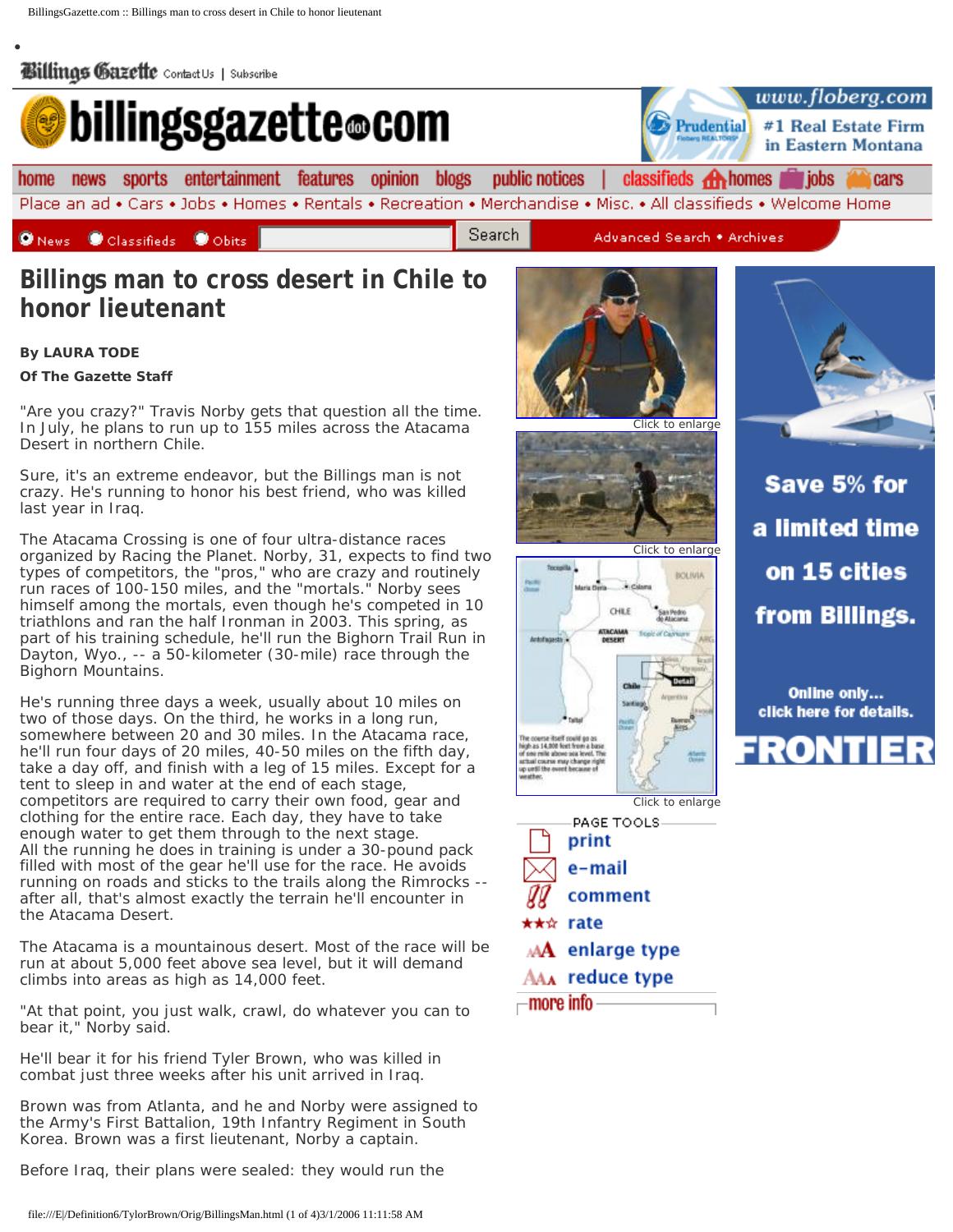# Billings man to cross desert in Chile to honor lieutenant

**By LAURA TODE**

**Of The Gazette Staff**

"Are you crazy?" Travis Norby gets that question all the time. In July, he plans to run up to 155 miles across the Atacama Desert in northern Chile.

Sure, it's an extreme endeavor, but the Billings man is not crazy. He's running to honor his best friend, who was killed last year in Iraq.

The Atacama Crossing is one of four ultra-distance races organized by Racing the Planet. Norby, 31, expects to find two types of competitors, the "pros," who are crazy and routinely run races of 100-150 miles, and the "mortals." Norby sees himself among the mortals, even though he's competed in 10 triathlons and ran the half Ironman in 2003. This spring, as part of his training schedule, he'll run the Bighorn Trail Run in Dayton, Wyo., -- a 50-kilometer (30-mile) race through the Bighorn Mountains.

He's running three days a week, usually about 10 miles on two of those days. On the third, he works in a long run, somewhere between 20 and 30 miles. In the Atacama race, he'll run four days of 20 miles, 40-50 miles on the fifth day, take a day off, and finish with a leg of 15 miles. Except for a tent to sleep in and water at the end of each stage, competitors are required to carry their own food, gear and clothing for the entire race. Each day, they have to take enough water to get them through to the next stage.
All the running he does in training is under a 30-pound pack filled with most of the gear he'll use for the race. He avoids running on roads and sticks to the trails along the Rimrocks -- after all, that's almost exactly the terrain he'll encounter in the Atacama Desert.

The Atacama is a mountainous desert. Most of the race will be run at about 5,000 feet above sea level, but it will demand climbs into areas as high as 14,000 feet.

"At that point, you just walk, crawl, do whatever you can to bear it," Norby said.

He'll bear it for his friend Tyler Brown, who was killed in combat just three weeks after his unit arrived in Iraq.

Brown was from Atlanta, and he and Norby were assigned to the Army's First Battalion, 19th Infantry Regiment in South Korea. Brown was a first lieutenant, Norby a captain.

Before Iraq, their plans were sealed: they would run the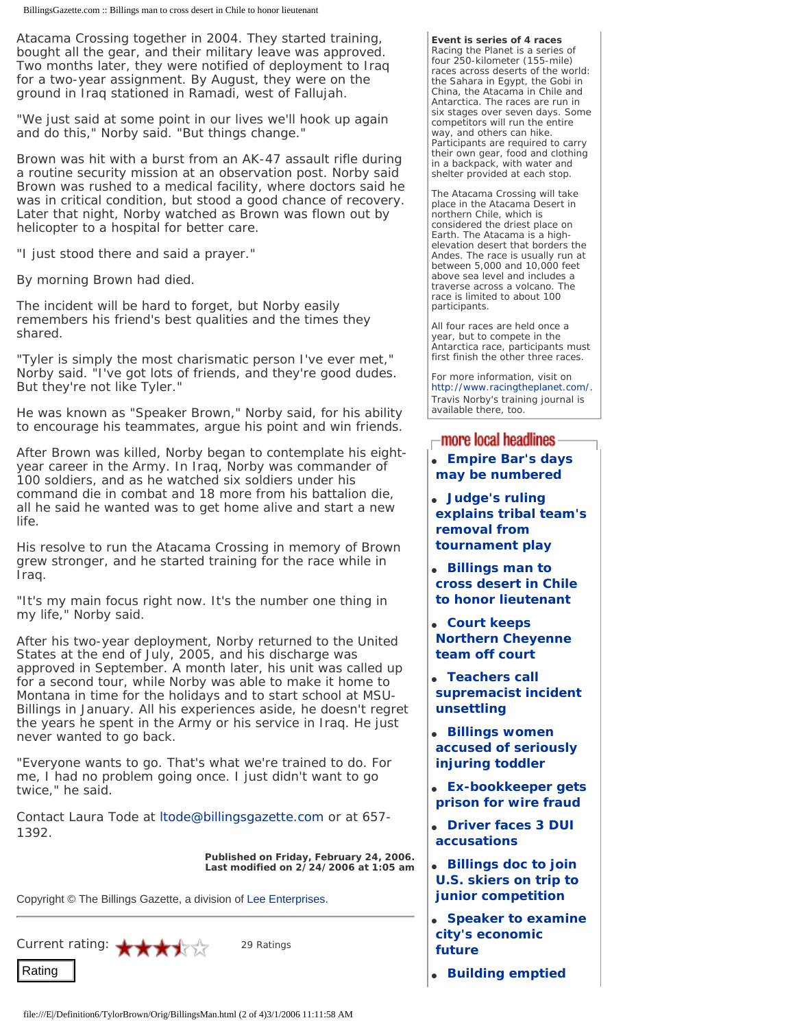Atacama Crossing together in 2004. They started training, bought all the gear, and their military leave was approved. Two months later, they were notified of deployment to Iraq for a two-year assignment. By August, they were on the ground in Iraq stationed in Ramadi, west of Fallujah.

"We just said at some point in our lives we'll hook up again and do this," Norby said. "But things change."

Brown was hit with a burst from an AK-47 assault rifle during a routine security mission at an observation post. Norby said Brown was rushed to a medical facility, where doctors said he was in critical condition, but stood a good chance of recovery. Later that night, Norby watched as Brown was flown out by helicopter to a hospital for better care.

"I just stood there and said a prayer."

By morning Brown had died.

The incident will be hard to forget, but Norby easily remembers his friend's best qualities and the times they shared.

"Tyler is simply the most charismatic person I've ever met," Norby said. "I've got lots of friends, and they're good dudes. But they're not like Tyler."

He was known as "Speaker Brown," Norby said, for his ability to encourage his teammates, argue his point and win friends.

After Brown was killed, Norby began to contemplate his eight-year career in the Army. In Iraq, Norby was commander of 100 soldiers, and as he watched six soldiers under his command die in combat and 18 more from his battalion die, all he said he wanted was to get home alive and start a new life.

His resolve to run the Atacama Crossing in memory of Brown grew stronger, and he started training for the race while in Iraq.

"It's my main focus right now. It's the number one thing in my life," Norby said.

After his two-year deployment, Norby returned to the United States at the end of July, 2005, and his discharge was approved in September. A month later, his unit was called up for a second tour, while Norby was able to make it home to Montana in time for the holidays and to start school at MSU-Billings in January. All his experiences aside, he doesn't regret the years he spent in the Army or his service in Iraq. He just never wanted to go back.

"Everyone wants to go. That's what we're trained to do. For me, I had no problem going once. I just didn't want to go twice," he said.

Contact Laura Tode at ltode@billingsgazette.com or at 657-1392.

**Published on Friday, February 24, 2006.**
**Last modified on 2/24/2006 at 1:05 am**

Copyright © The Billings Gazette, a division of Lee Enterprises.

Current rating: 29 Ratings

Rating

**Event is series of 4 races**

Racing the Planet is a series of four 250-kilometer (155-mile) races across deserts of the world: the Sahara in Egypt, the Gobi in China, the Atacama in Chile and Antarctica. The races are run in six stages over seven days. Some competitors will run the entire way, and others can hike. Participants are required to carry their own gear, food and clothing in a backpack, with water and shelter provided at each stop.

The Atacama Crossing will take place in the Atacama Desert in northern Chile, which is considered the driest place on Earth. The Atacama is a high-elevation desert that borders the Andes. The race is usually run at between 5,000 and 10,000 feet above sea level and includes a traverse across a volcano. The race is limited to about 100 participants.

All four races are held once a year, but to compete in the Antarctica race, participants must first finish the other three races.

For more information, visit on http://www.racingtheplanet.com/. Travis Norby's training journal is available there, too.

## more local headlines

- **Empire Bar's days may be numbered**
- **Judge's ruling explains tribal team's removal from tournament play**
- **Billings man to cross desert in Chile to honor lieutenant**
- **Court keeps Northern Cheyenne team off court**
- **Teachers call supremacist incident unsettling**
- **Billings women accused of seriously injuring toddler**
- **Ex-bookkeeper gets prison for wire fraud**
- **Driver faces 3 DUI accusations**
- **Billings doc to join U.S. skiers on trip to junior competition**
- **Speaker to examine city's economic future**
- **Building emptied**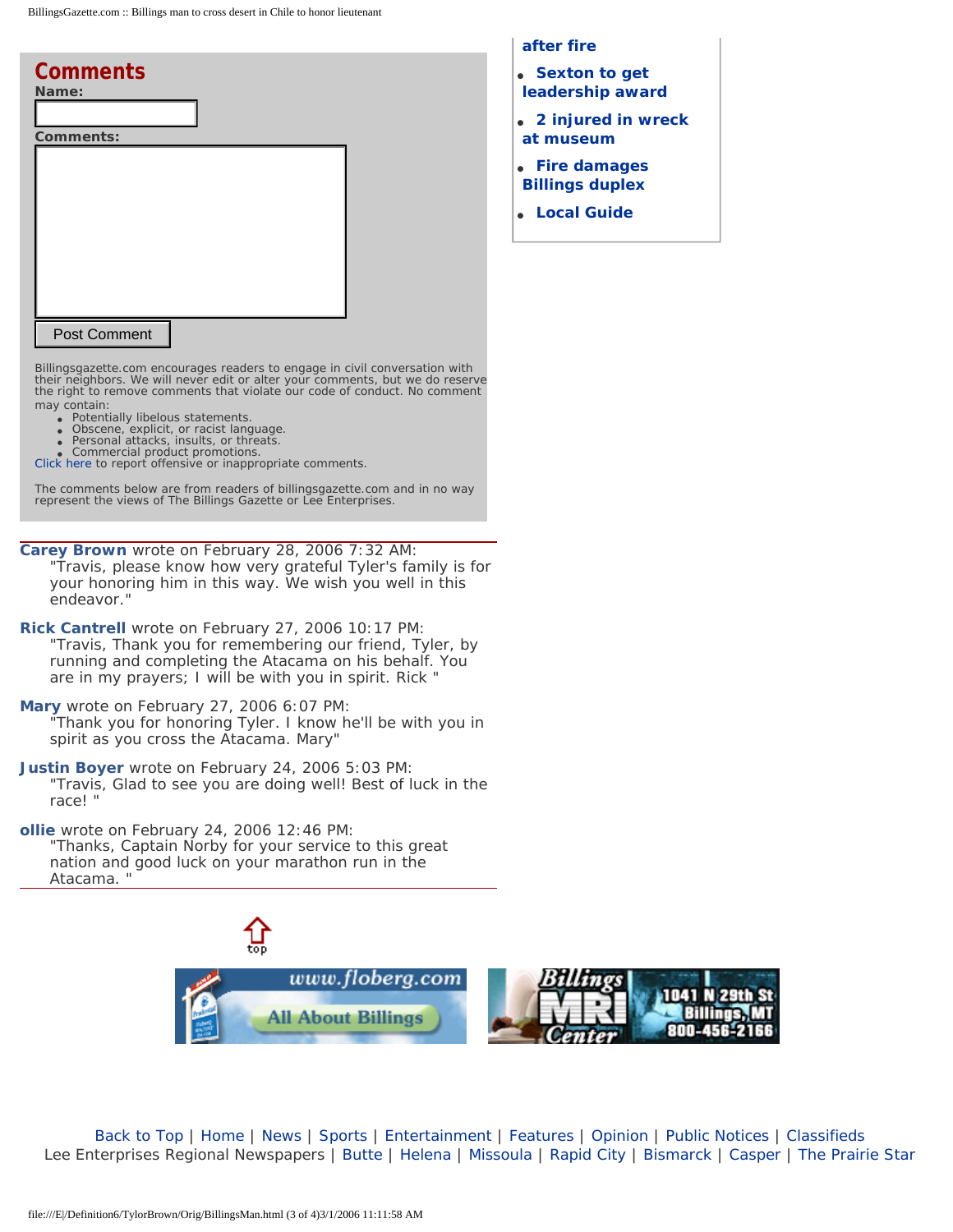## Comments

**Name:**

**Comments:**

Post Comment

Billingsgazette.com encourages readers to engage in civil conversation with their neighbors. We will never edit or alter your comments, but we do reserve the right to remove comments that violate our code of conduct. No comment may contain:

- Potentially libelous statements.
- Obscene, explicit, or racist language.
- Personal attacks, insults, or threats.
- Commercial product promotions.

Click here to report offensive or inappropriate comments.

The comments below are from readers of billingsgazette.com and in no way represent the views of The Billings Gazette or Lee Enterprises.

---

**Carey Brown** wrote on February 28, 2006 7:32 AM:

"Travis, please know how very grateful Tyler's family is for your honoring him in this way. We wish you well in this endeavor."

**Rick Cantrell** wrote on February 27, 2006 10:17 PM:

"Travis, Thank you for remembering our friend, Tyler, by running and completing the Atacama on his behalf. You are in my prayers; I will be with you in spirit. Rick "

**Mary** wrote on February 27, 2006 6:07 PM:

"Thank you for honoring Tyler. I know he'll be with you in spirit as you cross the Atacama. Mary"

**Justin Boyer** wrote on February 24, 2006 5:03 PM:

"Travis, Glad to see you are doing well! Best of luck in the race! "

**ollie** wrote on February 24, 2006 12:46 PM:

"Thanks, Captain Norby for your service to this great nation and good luck on your marathon run in the Atacama. "

---

- after fire
- Sexton to get leadership award
- 2 injured in wreck at museum
- Fire damages Billings duplex
- Local Guide

top

www.floberg.com All About Billings

Billings MRI Center 1041 N 29th St Billings, MT 800-456-2166

Back to Top | Home | News | Sports | Entertainment | Features | Opinion | Public Notices | Classifieds
Lee Enterprises Regional Newspapers | Butte | Helena | Missoula | Rapid City | Bismarck | Casper | The Prairie Star